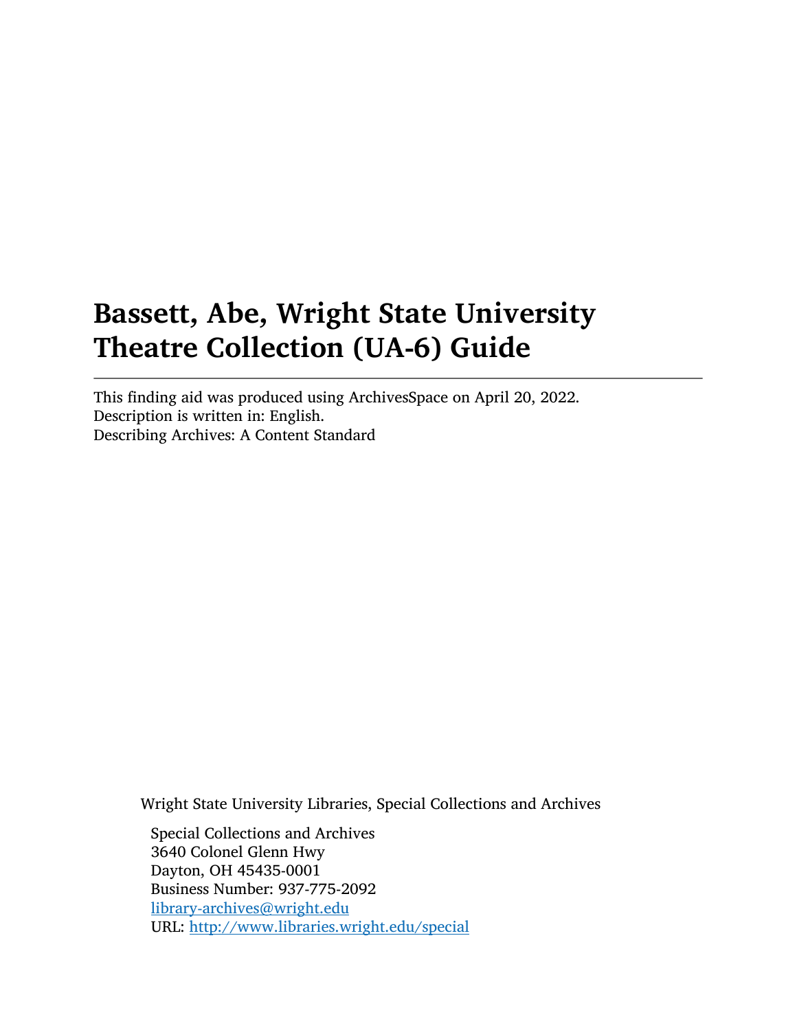# Bassett, Abe, Wright State University Theatre Collection (UA-6) Guide

---

This finding aid was produced using ArchivesSpace on April 20, 2022.
Description is written in: English.
Describing Archives: A Content Standard

Wright State University Libraries, Special Collections and Archives

Special Collections and Archives
3640 Colonel Glenn Hwy
Dayton, OH 45435-0001
Business Number: 937-775-2092
[library-archives@wright.edu](mailto:library-archives@wright.edu)
URL: [http://www.libraries.wright.edu/special](http://www.libraries.wright.edu/special)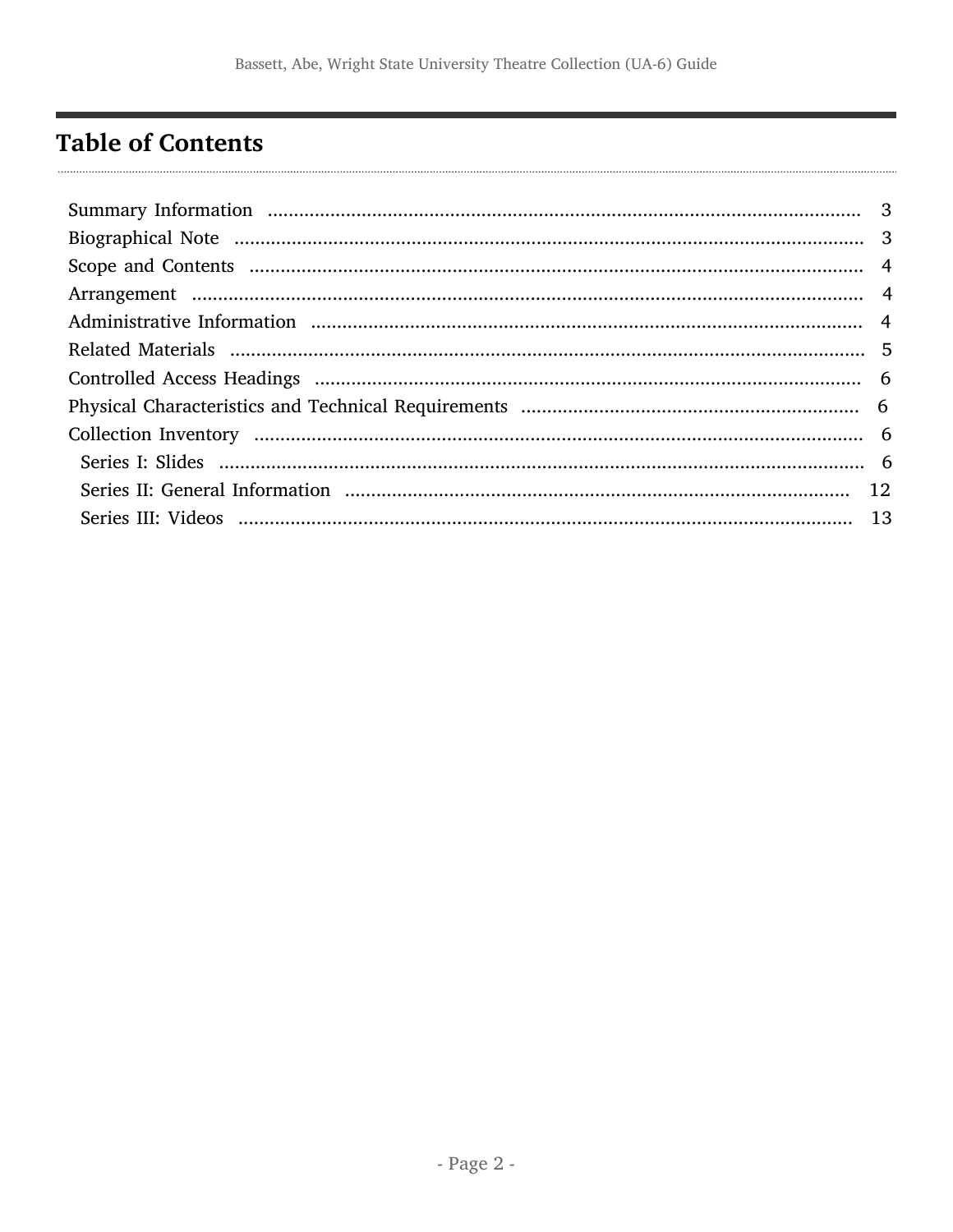# Table of Contents

- Summary Information ... 3
- Biographical Note ... 3
- Scope and Contents ... 4
- Arrangement ... 4
- Administrative Information ... 4
- Related Materials ... 5
- Controlled Access Headings ... 6
- Physical Characteristics and Technical Requirements ... 6
- Collection Inventory ... 6
  - Series I: Slides ... 6
  - Series II: General Information ... 12
  - Series III: Videos ... 13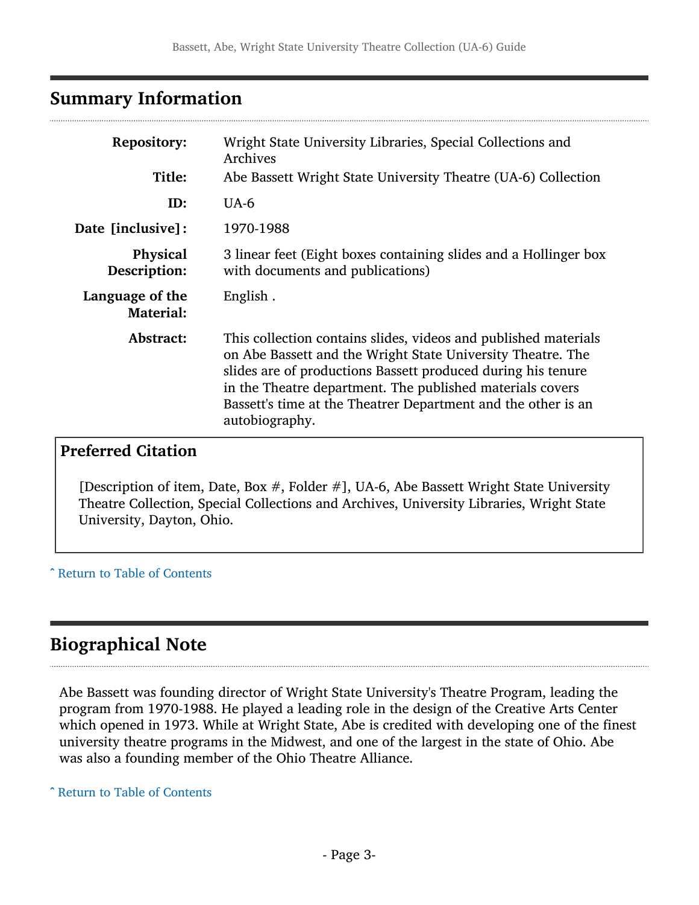## Summary Information

| | |
|---|---|
| **Repository:** | Wright State University Libraries, Special Collections and Archives |
| **Title:** | Abe Bassett Wright State University Theatre (UA-6) Collection |
| **ID:** | UA-6 |
| **Date [inclusive]:** | 1970-1988 |
| **Physical Description:** | 3 linear feet (Eight boxes containing slides and a Hollinger box with documents and publications) |
| **Language of the Material:** | English . |
| **Abstract:** | This collection contains slides, videos and published materials on Abe Bassett and the Wright State University Theatre. The slides are of productions Bassett produced during his tenure in the Theatre department. The published materials covers Bassett's time at the Theatrer Department and the other is an autobiography. |

### Preferred Citation

[Description of item, Date, Box #, Folder #], UA-6, Abe Bassett Wright State University Theatre Collection, Special Collections and Archives, University Libraries, Wright State University, Dayton, Ohio.

ˆ Return to Table of Contents

## Biographical Note

Abe Bassett was founding director of Wright State University's Theatre Program, leading the program from 1970-1988. He played a leading role in the design of the Creative Arts Center which opened in 1973. While at Wright State, Abe is credited with developing one of the finest university theatre programs in the Midwest, and one of the largest in the state of Ohio. Abe was also a founding member of the Ohio Theatre Alliance.

ˆ Return to Table of Contents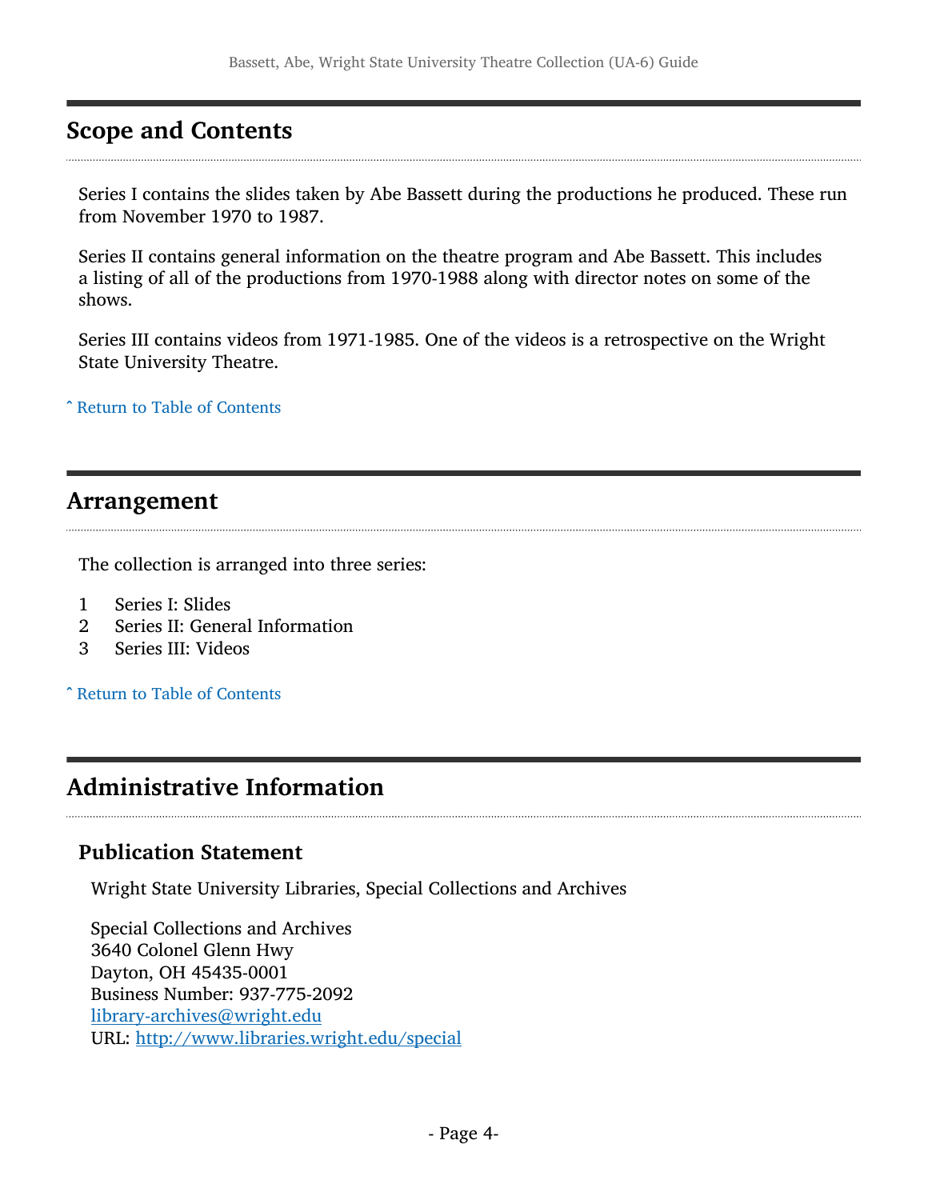## Scope and Contents

Series I contains the slides taken by Abe Bassett during the productions he produced. These run from November 1970 to 1987.

Series II contains general information on the theatre program and Abe Bassett. This includes a listing of all of the productions from 1970-1988 along with director notes on some of the shows.

Series III contains videos from 1971-1985. One of the videos is a retrospective on the Wright State University Theatre.

ˆ Return to Table of Contents

## Arrangement

The collection is arranged into three series:

1. Series I: Slides
2. Series II: General Information
3. Series III: Videos

ˆ Return to Table of Contents

## Administrative Information

### Publication Statement

Wright State University Libraries, Special Collections and Archives

Special Collections and Archives
3640 Colonel Glenn Hwy
Dayton, OH 45435-0001
Business Number: 937-775-2092
library-archives@wright.edu
URL: http://www.libraries.wright.edu/special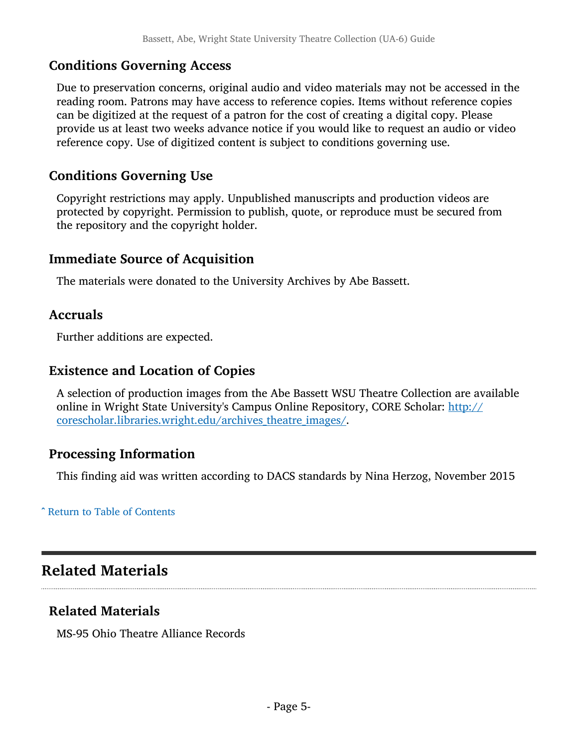### Conditions Governing Access

Due to preservation concerns, original audio and video materials may not be accessed in the reading room. Patrons may have access to reference copies. Items without reference copies can be digitized at the request of a patron for the cost of creating a digital copy. Please provide us at least two weeks advance notice if you would like to request an audio or video reference copy. Use of digitized content is subject to conditions governing use.

### Conditions Governing Use

Copyright restrictions may apply. Unpublished manuscripts and production videos are protected by copyright. Permission to publish, quote, or reproduce must be secured from the repository and the copyright holder.

### Immediate Source of Acquisition

The materials were donated to the University Archives by Abe Bassett.

### Accruals

Further additions are expected.

### Existence and Location of Copies

A selection of production images from the Abe Bassett WSU Theatre Collection are available online in Wright State University's Campus Online Repository, CORE Scholar: [http://corescholar.libraries.wright.edu/archives_theatre_images/](http://corescholar.libraries.wright.edu/archives_theatre_images/).

### Processing Information

This finding aid was written according to DACS standards by Nina Herzog, November 2015

ˆ Return to Table of Contents

## Related Materials

### Related Materials

MS-95 Ohio Theatre Alliance Records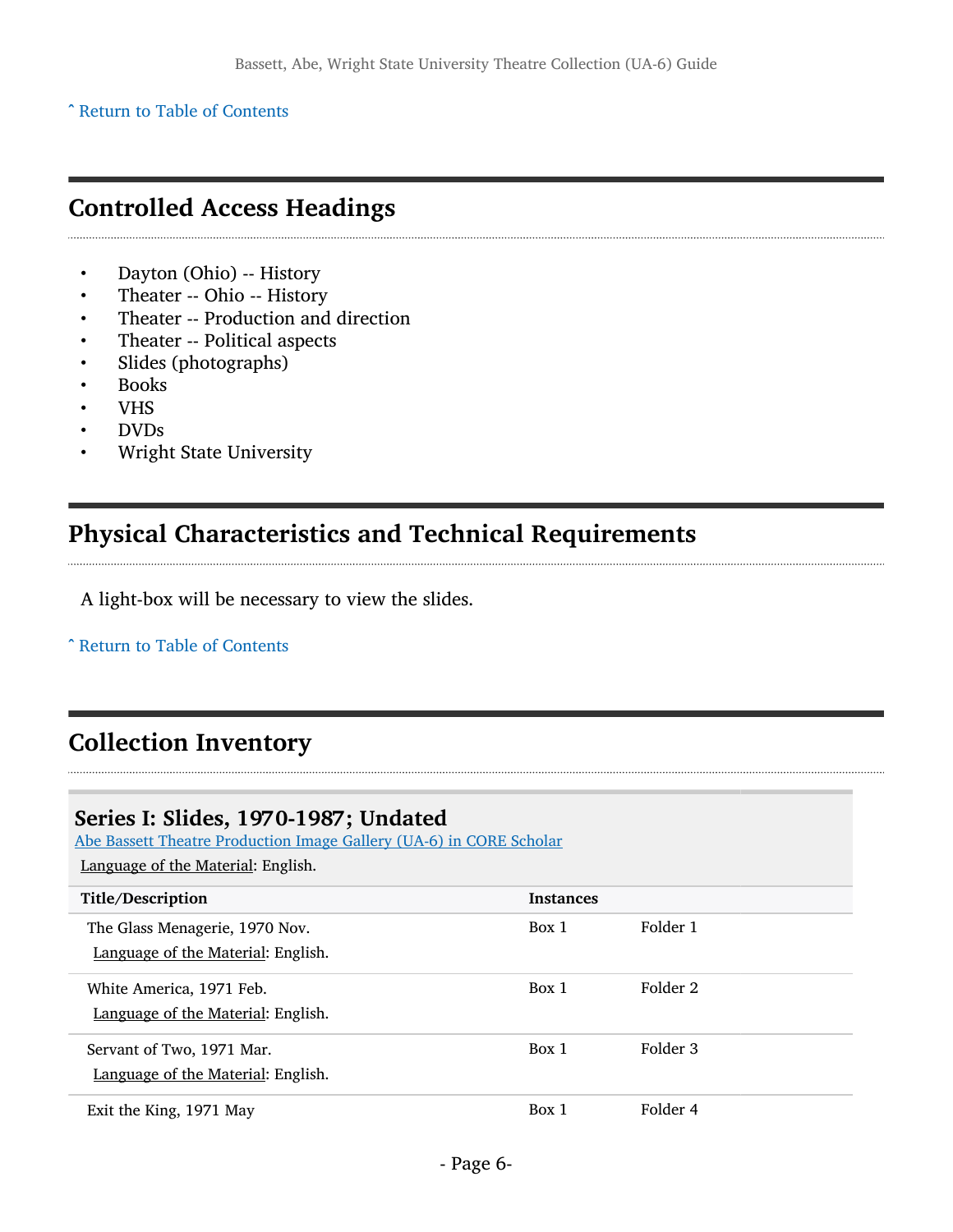˄ Return to Table of Contents

## Controlled Access Headings

- Dayton (Ohio) -- History
- Theater -- Ohio -- History
- Theater -- Production and direction
- Theater -- Political aspects
- Slides (photographs)
- Books
- VHS
- DVDs
- Wright State University

## Physical Characteristics and Technical Requirements

A light-box will be necessary to view the slides.

˄ Return to Table of Contents

## Collection Inventory

### Series I: Slides, 1970-1987; Undated

Abe Bassett Theatre Production Image Gallery (UA-6) in CORE Scholar

Language of the Material: English.

| Title/Description | Instances | |
|---|---|---|
| The Glass Menagerie, 1970 Nov.<br>Language of the Material: English. | Box 1 | Folder 1 |
| White America, 1971 Feb.<br>Language of the Material: English. | Box 1 | Folder 2 |
| Servant of Two, 1971 Mar.<br>Language of the Material: English. | Box 1 | Folder 3 |
| Exit the King, 1971 May | Box 1 | Folder 4 |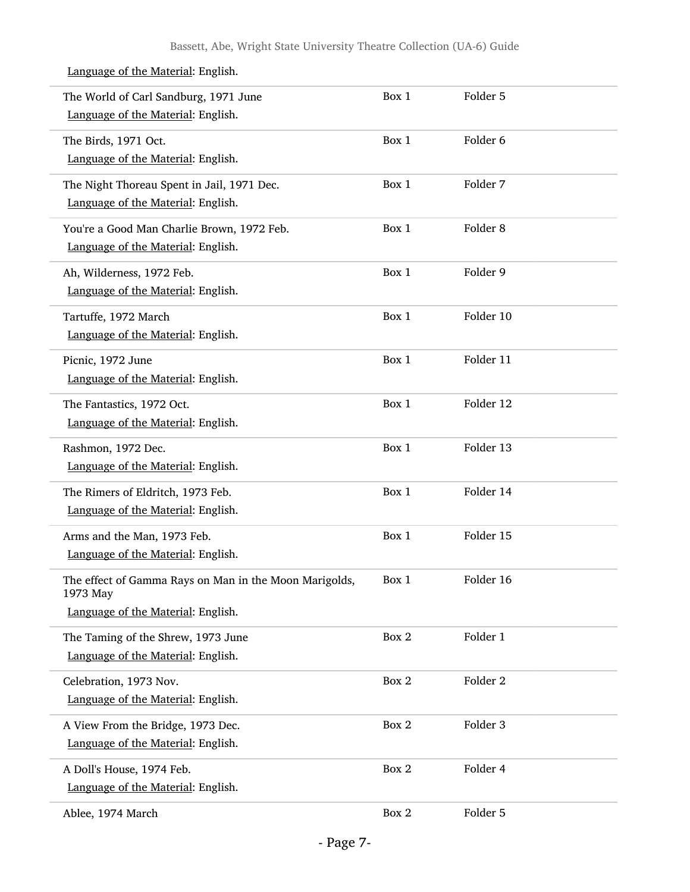Language of the Material: English.

| | | |
|---|---|---|
| The World of Carl Sandburg, 1971 June<br>Language of the Material: English. | Box 1 | Folder 5 |
| The Birds, 1971 Oct.<br>Language of the Material: English. | Box 1 | Folder 6 |
| The Night Thoreau Spent in Jail, 1971 Dec.<br>Language of the Material: English. | Box 1 | Folder 7 |
| You're a Good Man Charlie Brown, 1972 Feb.<br>Language of the Material: English. | Box 1 | Folder 8 |
| Ah, Wilderness, 1972 Feb.<br>Language of the Material: English. | Box 1 | Folder 9 |
| Tartuffe, 1972 March<br>Language of the Material: English. | Box 1 | Folder 10 |
| Picnic, 1972 June<br>Language of the Material: English. | Box 1 | Folder 11 |
| The Fantastics, 1972 Oct.<br>Language of the Material: English. | Box 1 | Folder 12 |
| Rashmon, 1972 Dec.<br>Language of the Material: English. | Box 1 | Folder 13 |
| The Rimers of Eldritch, 1973 Feb.<br>Language of the Material: English. | Box 1 | Folder 14 |
| Arms and the Man, 1973 Feb.<br>Language of the Material: English. | Box 1 | Folder 15 |
| The effect of Gamma Rays on Man in the Moon Marigolds, 1973 May<br>Language of the Material: English. | Box 1 | Folder 16 |
| The Taming of the Shrew, 1973 June<br>Language of the Material: English. | Box 2 | Folder 1 |
| Celebration, 1973 Nov.<br>Language of the Material: English. | Box 2 | Folder 2 |
| A View From the Bridge, 1973 Dec.<br>Language of the Material: English. | Box 2 | Folder 3 |
| A Doll's House, 1974 Feb.<br>Language of the Material: English. | Box 2 | Folder 4 |
| Ablee, 1974 March | Box 2 | Folder 5 |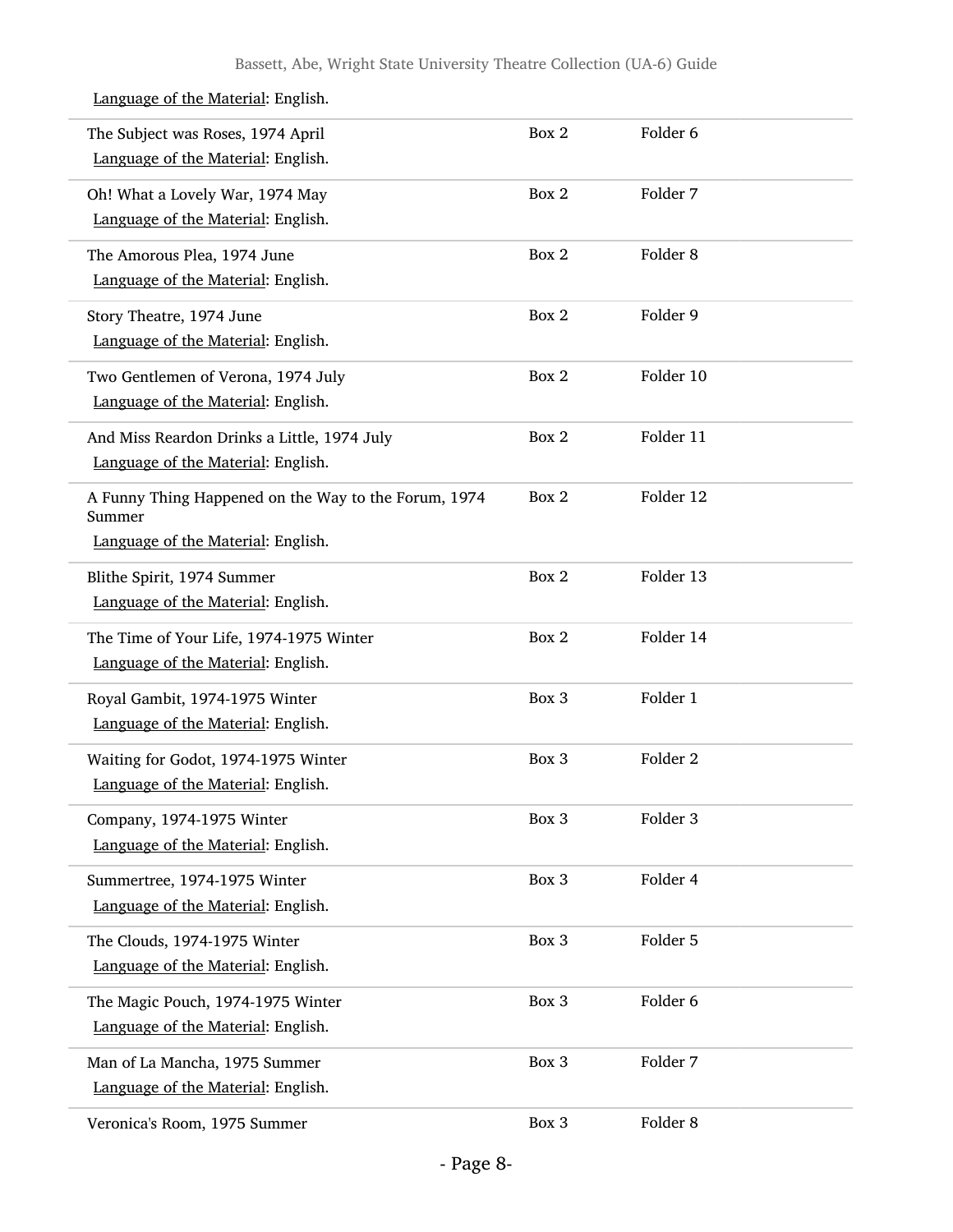Language of the Material: English.

| | | |
|---|---|---|
| The Subject was Roses, 1974 April<br>Language of the Material: English. | Box 2 | Folder 6 |
| Oh! What a Lovely War, 1974 May<br>Language of the Material: English. | Box 2 | Folder 7 |
| The Amorous Plea, 1974 June<br>Language of the Material: English. | Box 2 | Folder 8 |
| Story Theatre, 1974 June<br>Language of the Material: English. | Box 2 | Folder 9 |
| Two Gentlemen of Verona, 1974 July<br>Language of the Material: English. | Box 2 | Folder 10 |
| And Miss Reardon Drinks a Little, 1974 July<br>Language of the Material: English. | Box 2 | Folder 11 |
| A Funny Thing Happened on the Way to the Forum, 1974 Summer<br>Language of the Material: English. | Box 2 | Folder 12 |
| Blithe Spirit, 1974 Summer<br>Language of the Material: English. | Box 2 | Folder 13 |
| The Time of Your Life, 1974-1975 Winter<br>Language of the Material: English. | Box 2 | Folder 14 |
| Royal Gambit, 1974-1975 Winter<br>Language of the Material: English. | Box 3 | Folder 1 |
| Waiting for Godot, 1974-1975 Winter<br>Language of the Material: English. | Box 3 | Folder 2 |
| Company, 1974-1975 Winter<br>Language of the Material: English. | Box 3 | Folder 3 |
| Summertree, 1974-1975 Winter<br>Language of the Material: English. | Box 3 | Folder 4 |
| The Clouds, 1974-1975 Winter<br>Language of the Material: English. | Box 3 | Folder 5 |
| The Magic Pouch, 1974-1975 Winter<br>Language of the Material: English. | Box 3 | Folder 6 |
| Man of La Mancha, 1975 Summer<br>Language of the Material: English. | Box 3 | Folder 7 |
| Veronica's Room, 1975 Summer | Box 3 | Folder 8 |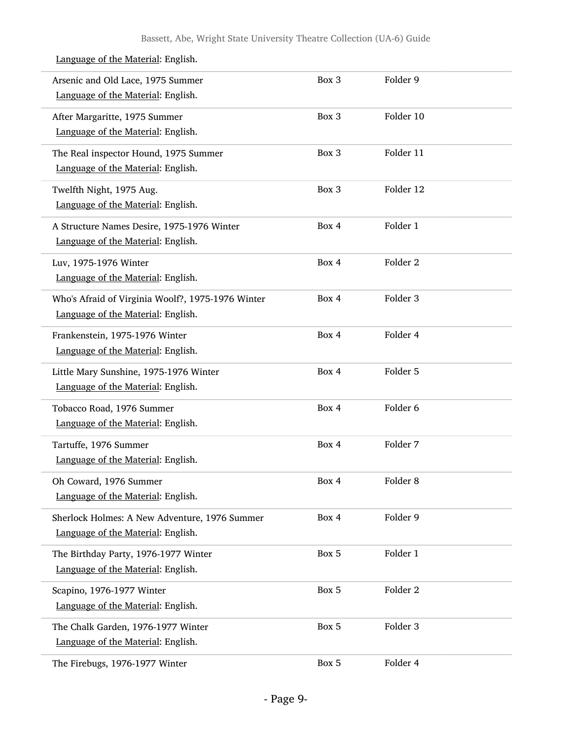Language of the Material: English.

| | | |
|---|---|---|
| Arsenic and Old Lace, 1975 Summer<br>Language of the Material: English. | Box 3 | Folder 9 |
| After Margaritte, 1975 Summer<br>Language of the Material: English. | Box 3 | Folder 10 |
| The Real inspector Hound, 1975 Summer<br>Language of the Material: English. | Box 3 | Folder 11 |
| Twelfth Night, 1975 Aug.<br>Language of the Material: English. | Box 3 | Folder 12 |
| A Structure Names Desire, 1975-1976 Winter<br>Language of the Material: English. | Box 4 | Folder 1 |
| Luv, 1975-1976 Winter<br>Language of the Material: English. | Box 4 | Folder 2 |
| Who's Afraid of Virginia Woolf?, 1975-1976 Winter<br>Language of the Material: English. | Box 4 | Folder 3 |
| Frankenstein, 1975-1976 Winter<br>Language of the Material: English. | Box 4 | Folder 4 |
| Little Mary Sunshine, 1975-1976 Winter<br>Language of the Material: English. | Box 4 | Folder 5 |
| Tobacco Road, 1976 Summer<br>Language of the Material: English. | Box 4 | Folder 6 |
| Tartuffe, 1976 Summer<br>Language of the Material: English. | Box 4 | Folder 7 |
| Oh Coward, 1976 Summer<br>Language of the Material: English. | Box 4 | Folder 8 |
| Sherlock Holmes: A New Adventure, 1976 Summer<br>Language of the Material: English. | Box 4 | Folder 9 |
| The Birthday Party, 1976-1977 Winter<br>Language of the Material: English. | Box 5 | Folder 1 |
| Scapino, 1976-1977 Winter<br>Language of the Material: English. | Box 5 | Folder 2 |
| The Chalk Garden, 1976-1977 Winter<br>Language of the Material: English. | Box 5 | Folder 3 |
| The Firebugs, 1976-1977 Winter | Box 5 | Folder 4 |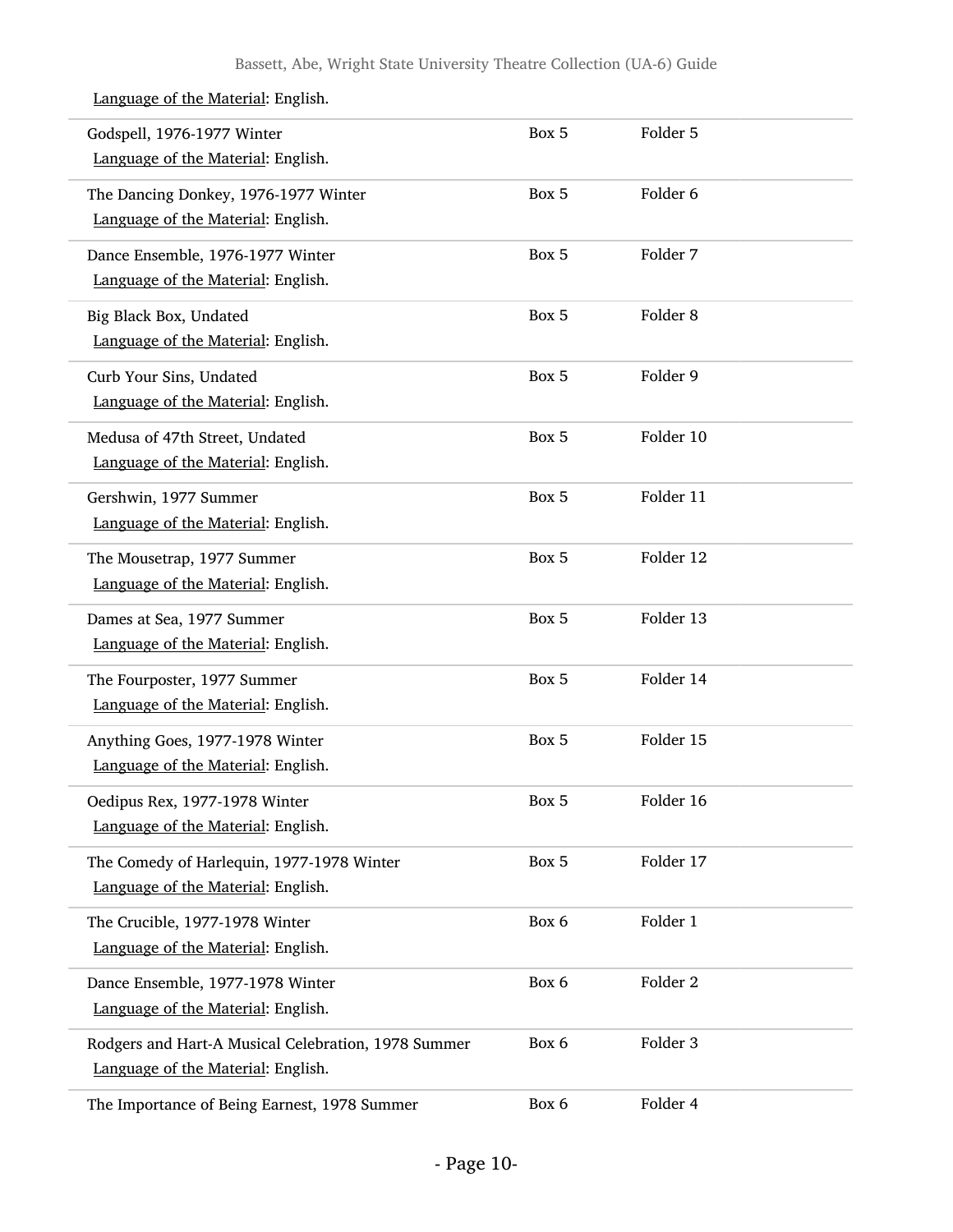Language of the Material: English.

| | | |
|---|---|---|
| Godspell, 1976-1977 Winter<br>Language of the Material: English. | Box 5 | Folder 5 |
| The Dancing Donkey, 1976-1977 Winter<br>Language of the Material: English. | Box 5 | Folder 6 |
| Dance Ensemble, 1976-1977 Winter<br>Language of the Material: English. | Box 5 | Folder 7 |
| Big Black Box, Undated<br>Language of the Material: English. | Box 5 | Folder 8 |
| Curb Your Sins, Undated<br>Language of the Material: English. | Box 5 | Folder 9 |
| Medusa of 47th Street, Undated<br>Language of the Material: English. | Box 5 | Folder 10 |
| Gershwin, 1977 Summer<br>Language of the Material: English. | Box 5 | Folder 11 |
| The Mousetrap, 1977 Summer<br>Language of the Material: English. | Box 5 | Folder 12 |
| Dames at Sea, 1977 Summer<br>Language of the Material: English. | Box 5 | Folder 13 |
| The Fourposter, 1977 Summer<br>Language of the Material: English. | Box 5 | Folder 14 |
| Anything Goes, 1977-1978 Winter<br>Language of the Material: English. | Box 5 | Folder 15 |
| Oedipus Rex, 1977-1978 Winter<br>Language of the Material: English. | Box 5 | Folder 16 |
| The Comedy of Harlequin, 1977-1978 Winter<br>Language of the Material: English. | Box 5 | Folder 17 |
| The Crucible, 1977-1978 Winter<br>Language of the Material: English. | Box 6 | Folder 1 |
| Dance Ensemble, 1977-1978 Winter<br>Language of the Material: English. | Box 6 | Folder 2 |
| Rodgers and Hart-A Musical Celebration, 1978 Summer<br>Language of the Material: English. | Box 6 | Folder 3 |
| The Importance of Being Earnest, 1978 Summer | Box 6 | Folder 4 |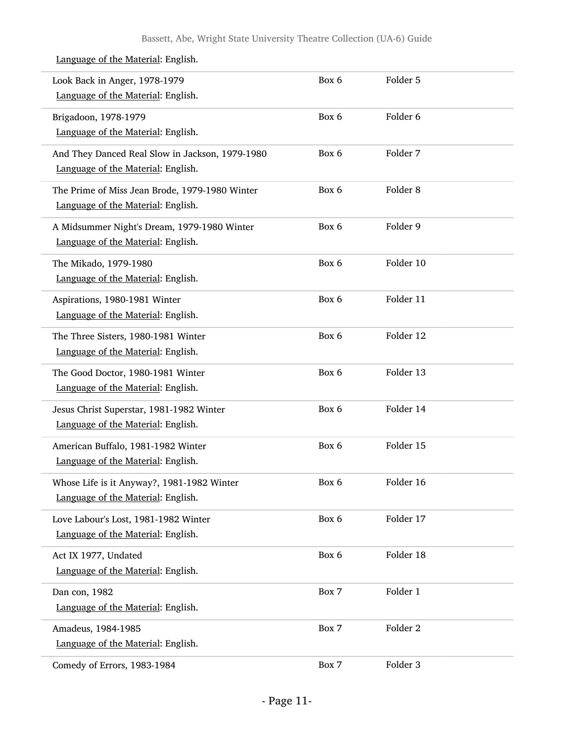Language of the Material: English.

| | | |
|---|---|---|
| Look Back in Anger, 1978-1979<br>Language of the Material: English. | Box 6 | Folder 5 |
| Brigadoon, 1978-1979<br>Language of the Material: English. | Box 6 | Folder 6 |
| And They Danced Real Slow in Jackson, 1979-1980<br>Language of the Material: English. | Box 6 | Folder 7 |
| The Prime of Miss Jean Brode, 1979-1980 Winter<br>Language of the Material: English. | Box 6 | Folder 8 |
| A Midsummer Night's Dream, 1979-1980 Winter<br>Language of the Material: English. | Box 6 | Folder 9 |
| The Mikado, 1979-1980<br>Language of the Material: English. | Box 6 | Folder 10 |
| Aspirations, 1980-1981 Winter<br>Language of the Material: English. | Box 6 | Folder 11 |
| The Three Sisters, 1980-1981 Winter<br>Language of the Material: English. | Box 6 | Folder 12 |
| The Good Doctor, 1980-1981 Winter<br>Language of the Material: English. | Box 6 | Folder 13 |
| Jesus Christ Superstar, 1981-1982 Winter<br>Language of the Material: English. | Box 6 | Folder 14 |
| American Buffalo, 1981-1982 Winter<br>Language of the Material: English. | Box 6 | Folder 15 |
| Whose Life is it Anyway?, 1981-1982 Winter<br>Language of the Material: English. | Box 6 | Folder 16 |
| Love Labour's Lost, 1981-1982 Winter<br>Language of the Material: English. | Box 6 | Folder 17 |
| Act IX 1977, Undated<br>Language of the Material: English. | Box 6 | Folder 18 |
| Dan con, 1982<br>Language of the Material: English. | Box 7 | Folder 1 |
| Amadeus, 1984-1985<br>Language of the Material: English. | Box 7 | Folder 2 |
| Comedy of Errors, 1983-1984 | Box 7 | Folder 3 |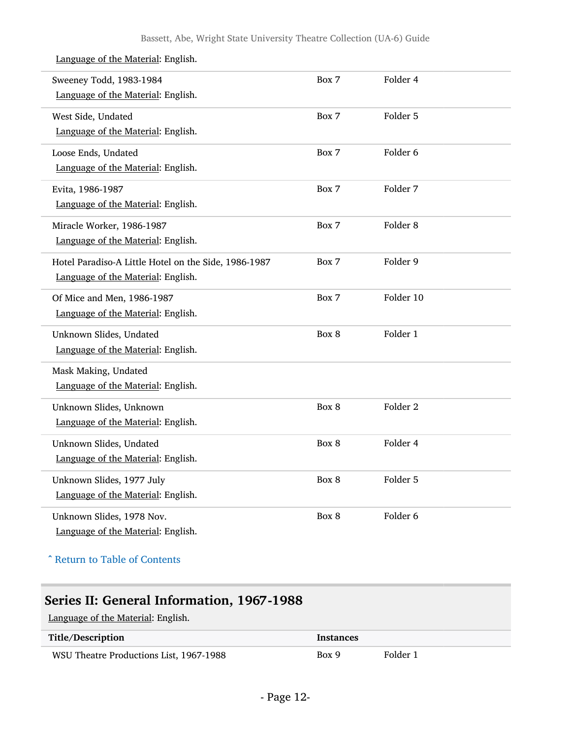Language of the Material: English.

| Title/Description | Instances | |
|---|---|---|
| Sweeney Todd, 1983-1984<br>Language of the Material: English. | Box 7 | Folder 4 |
| West Side, Undated<br>Language of the Material: English. | Box 7 | Folder 5 |
| Loose Ends, Undated<br>Language of the Material: English. | Box 7 | Folder 6 |
| Evita, 1986-1987<br>Language of the Material: English. | Box 7 | Folder 7 |
| Miracle Worker, 1986-1987<br>Language of the Material: English. | Box 7 | Folder 8 |
| Hotel Paradiso-A Little Hotel on the Side, 1986-1987<br>Language of the Material: English. | Box 7 | Folder 9 |
| Of Mice and Men, 1986-1987<br>Language of the Material: English. | Box 7 | Folder 10 |
| Unknown Slides, Undated<br>Language of the Material: English. | Box 8 | Folder 1 |
| Mask Making, Undated<br>Language of the Material: English. | | |
| Unknown Slides, Unknown<br>Language of the Material: English. | Box 8 | Folder 2 |
| Unknown Slides, Undated<br>Language of the Material: English. | Box 8 | Folder 4 |
| Unknown Slides, 1977 July<br>Language of the Material: English. | Box 8 | Folder 5 |
| Unknown Slides, 1978 Nov.<br>Language of the Material: English. | Box 8 | Folder 6 |

ˆ Return to Table of Contents

## Series II: General Information, 1967-1988

Language of the Material: English.

| Title/Description | Instances | |
|---|---|---|
| WSU Theatre Productions List, 1967-1988 | Box 9 | Folder 1 |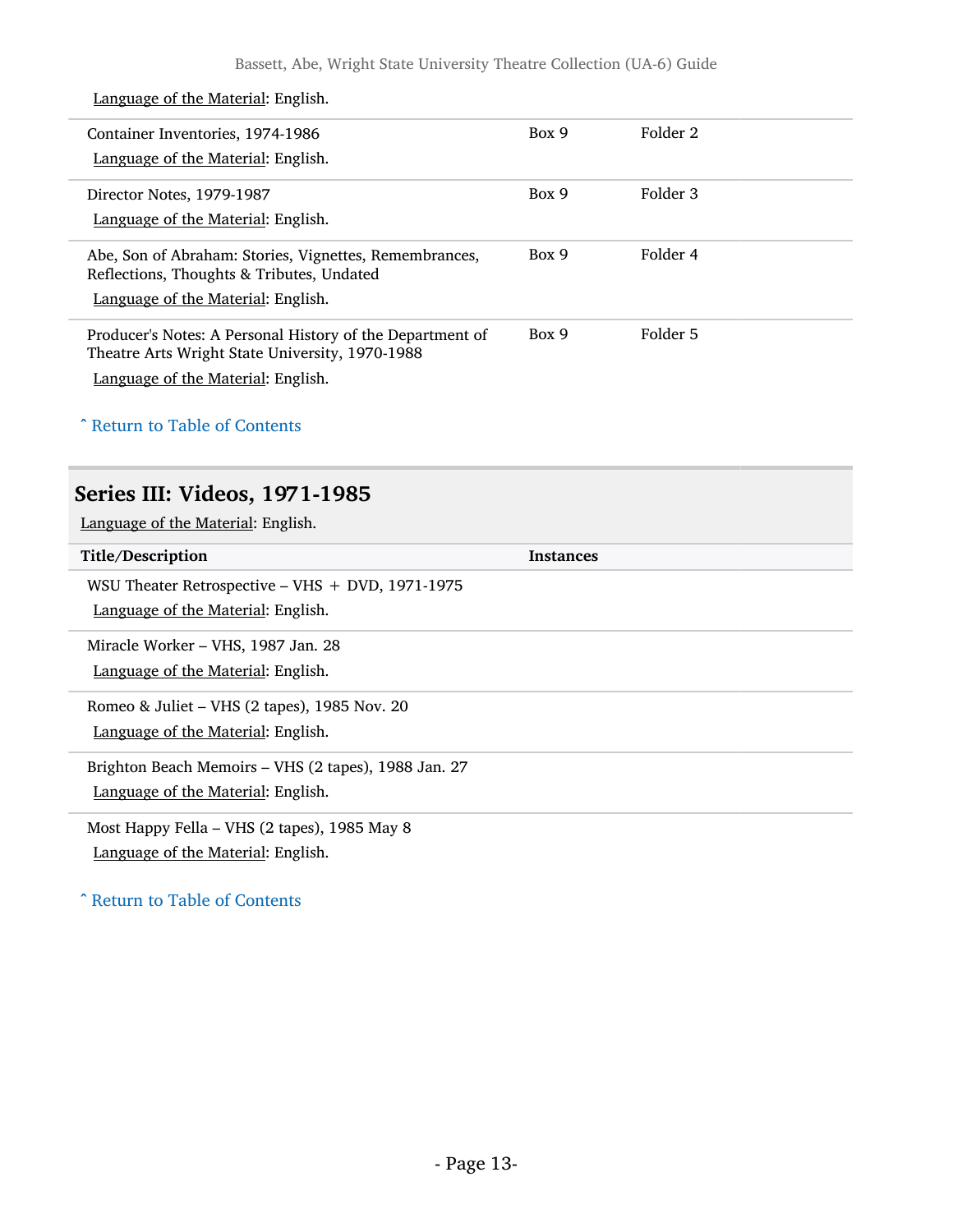Language of the Material: English.

| | | |
|---|---|---|
| Container Inventories, 1974-1986<br>Language of the Material: English. | Box 9 | Folder 2 |
| Director Notes, 1979-1987<br>Language of the Material: English. | Box 9 | Folder 3 |
| Abe, Son of Abraham: Stories, Vignettes, Remembrances, Reflections, Thoughts & Tributes, Undated<br>Language of the Material: English. | Box 9 | Folder 4 |
| Producer's Notes: A Personal History of the Department of Theatre Arts Wright State University, 1970-1988<br>Language of the Material: English. | Box 9 | Folder 5 |

ˆ Return to Table of Contents

## Series III: Videos, 1971-1985

Language of the Material: English.

| Title/Description | Instances |
|---|---|
| WSU Theater Retrospective – VHS + DVD, 1971-1975<br>Language of the Material: English. | |
| Miracle Worker – VHS, 1987 Jan. 28<br>Language of the Material: English. | |
| Romeo & Juliet – VHS (2 tapes), 1985 Nov. 20<br>Language of the Material: English. | |
| Brighton Beach Memoirs – VHS (2 tapes), 1988 Jan. 27<br>Language of the Material: English. | |
| Most Happy Fella – VHS (2 tapes), 1985 May 8<br>Language of the Material: English. | |

ˆ Return to Table of Contents